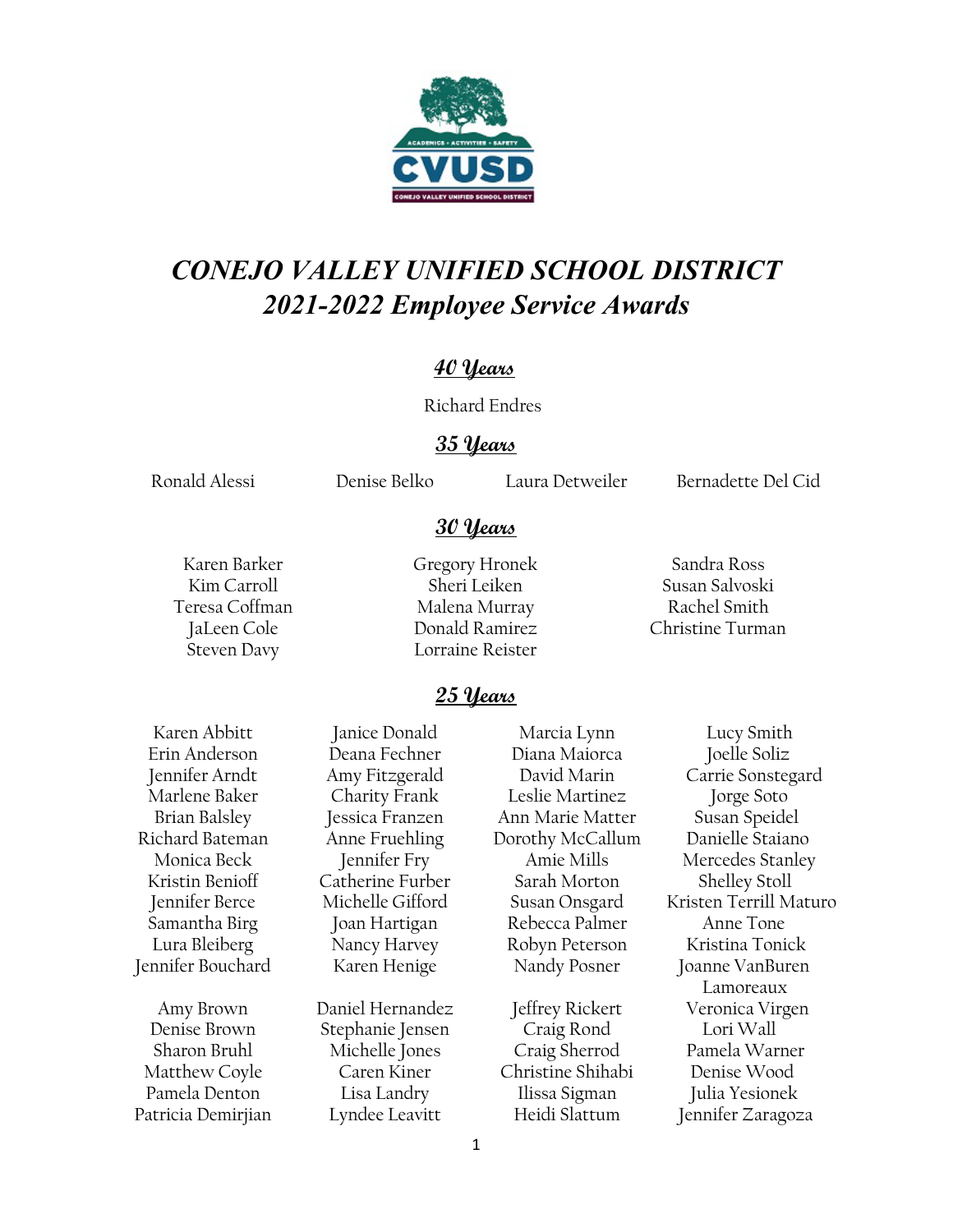# *CONEJO VALLEY UNIFIED SCHOOL DISTRICT*
# *2021-2022 Employee Service Awards*

## *40 Years*

Richard Endres

## *35 Years*

Ronald Alessi
Denise Belko
Laura Detweiler
Bernadette Del Cid

## *30 Years*

Karen Barker
Kim Carroll
Teresa Coffman
JaLeen Cole
Steven Davy
Gregory Hronek
Sheri Leiken
Malena Murray
Donald Ramirez
Lorraine Reister
Sandra Ross
Susan Salvoski
Rachel Smith
Christine Turman

## *25 Years*

Karen Abbitt
Erin Anderson
Jennifer Arndt
Marlene Baker
Brian Balsley
Richard Bateman
Monica Beck
Kristin Benioff
Jennifer Berce
Samantha Birg
Lura Bleiberg
Jennifer Bouchard
Amy Brown
Denise Brown
Sharon Bruhl
Matthew Coyle
Pamela Denton
Patricia Demirjian
Janice Donald
Deana Fechner
Amy Fitzgerald
Charity Frank
Jessica Franzen
Anne Fruehling
Jennifer Fry
Catherine Furber
Michelle Gifford
Joan Hartigan
Nancy Harvey
Karen Henige
Daniel Hernandez
Stephanie Jensen
Michelle Jones
Caren Kiner
Lisa Landry
Lyndee Leavitt
Marcia Lynn
Diana Maiorca
David Marin
Leslie Martinez
Ann Marie Matter
Dorothy McCallum
Amie Mills
Sarah Morton
Susan Onsgard
Rebecca Palmer
Robyn Peterson
Nandy Posner
Jeffrey Rickert
Craig Rond
Craig Sherrod
Christine Shihabi
Ilissa Sigman
Heidi Slattum
Lucy Smith
Joelle Soliz
Carrie Sonstegard
Jorge Soto
Susan Speidel
Danielle Staiano
Mercedes Stanley
Shelley Stoll
Kristen Terrill Maturo
Anne Tone
Kristina Tonick
Joanne VanBuren Lamoreaux
Veronica Virgen
Lori Wall
Pamela Warner
Denise Wood
Julia Yesionek
Jennifer Zaragoza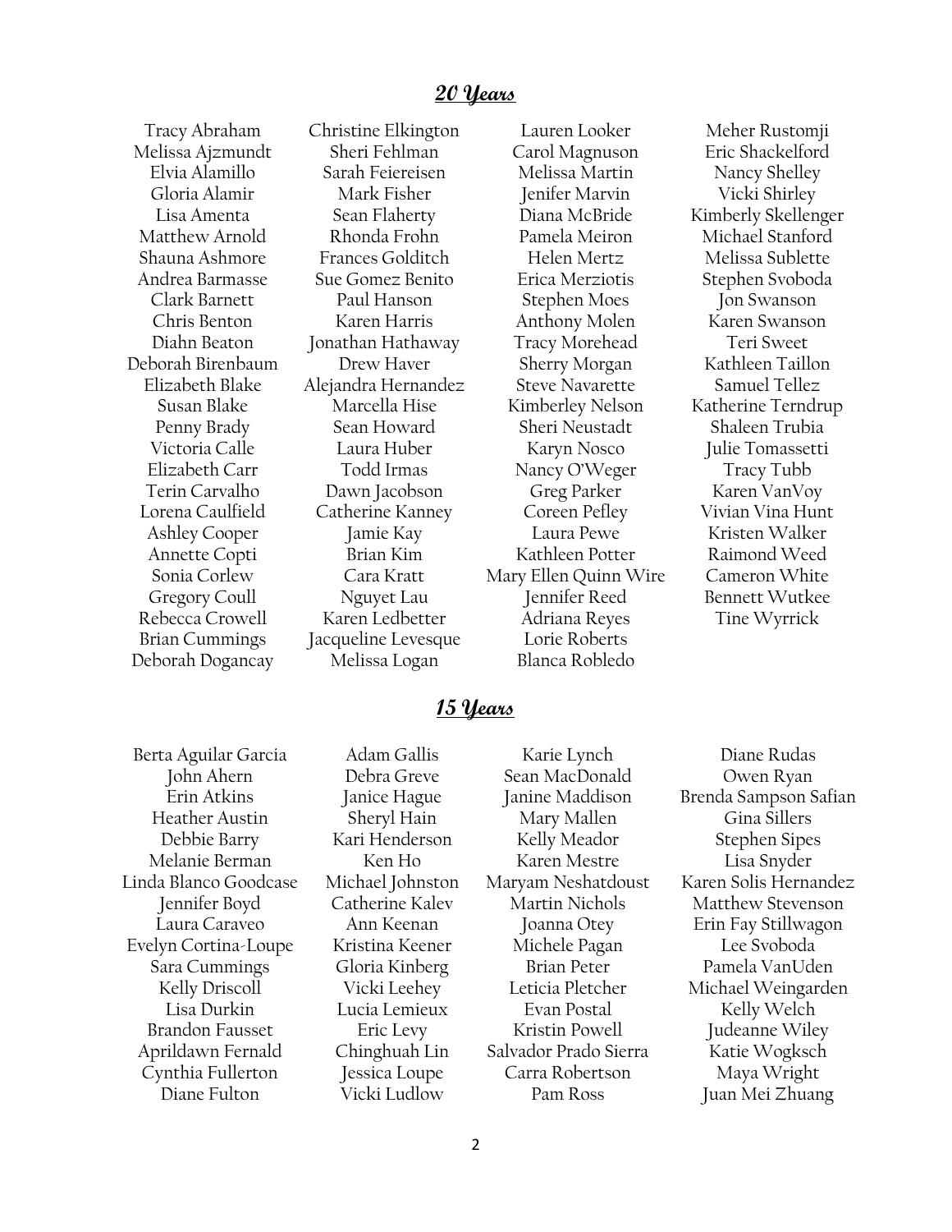## *20 Years*

Tracy Abraham
Melissa Ajzmundt
Elvia Alamillo
Gloria Alamir
Lisa Amenta
Matthew Arnold
Shauna Ashmore
Andrea Barmasse
Clark Barnett
Chris Benton
Diahn Beaton
Deborah Birenbaum
Elizabeth Blake
Susan Blake
Penny Brady
Victoria Calle
Elizabeth Carr
Terin Carvalho
Lorena Caulfield
Ashley Cooper
Annette Copti
Sonia Corlew
Gregory Coull
Rebecca Crowell
Brian Cummings
Deborah Dogancay

Christine Elkington
Sheri Fehlman
Sarah Feiereisen
Mark Fisher
Sean Flaherty
Rhonda Frohn
Frances Golditch
Sue Gomez Benito
Paul Hanson
Karen Harris
Jonathan Hathaway
Drew Haver
Alejandra Hernandez
Marcella Hise
Sean Howard
Laura Huber
Todd Irmas
Dawn Jacobson
Catherine Kanney
Jamie Kay
Brian Kim
Cara Kratt
Nguyet Lau
Karen Ledbetter
Jacqueline Levesque
Melissa Logan

Lauren Looker
Carol Magnuson
Melissa Martin
Jenifer Marvin
Diana McBride
Pamela Meiron
Helen Mertz
Erica Merziotis
Stephen Moes
Anthony Molen
Tracy Morehead
Sherry Morgan
Steve Navarette
Kimberley Nelson
Sheri Neustadt
Karyn Nosco
Nancy O'Weger
Greg Parker
Coreen Pefley
Laura Pewe
Kathleen Potter
Mary Ellen Quinn Wire
Jennifer Reed
Adriana Reyes
Lorie Roberts
Blanca Robledo

Meher Rustomji
Eric Shackelford
Nancy Shelley
Vicki Shirley
Kimberly Skellenger
Michael Stanford
Melissa Sublette
Stephen Svoboda
Jon Swanson
Karen Swanson
Teri Sweet
Kathleen Taillon
Samuel Tellez
Katherine Terndrup
Shaleen Trubia
Julie Tomassetti
Tracy Tubb
Karen VanVoy
Vivian Vina Hunt
Kristen Walker
Raimond Weed
Cameron White
Bennett Wutkee
Tine Wyrrick

## *15 Years*

Berta Aguilar Garcia
John Ahern
Erin Atkins
Heather Austin
Debbie Barry
Melanie Berman
Linda Blanco Goodcase
Jennifer Boyd
Laura Caraveo
Evelyn Cortina-Loupe
Sara Cummings
Kelly Driscoll
Lisa Durkin
Brandon Fausset
Aprildawn Fernald
Cynthia Fullerton
Diane Fulton

Adam Gallis
Debra Greve
Janice Hague
Sheryl Hain
Kari Henderson
Ken Ho
Michael Johnston
Catherine Kalev
Ann Keenan
Kristina Keener
Gloria Kinberg
Vicki Leehey
Lucia Lemieux
Eric Levy
Chinghuah Lin
Jessica Loupe
Vicki Ludlow

Karie Lynch
Sean MacDonald
Janine Maddison
Mary Mallen
Kelly Meador
Karen Mestre
Maryam Neshatdoust
Martin Nichols
Joanna Otey
Michele Pagan
Brian Peter
Leticia Pletcher
Evan Postal
Kristin Powell
Salvador Prado Sierra
Carra Robertson
Pam Ross

Diane Rudas
Owen Ryan
Brenda Sampson Safian
Gina Sillers
Stephen Sipes
Lisa Snyder
Karen Solis Hernandez
Matthew Stevenson
Erin Fay Stillwagon
Lee Svoboda
Pamela VanUden
Michael Weingarden
Kelly Welch
Judeanne Wiley
Katie Wogksch
Maya Wright
Juan Mei Zhuang